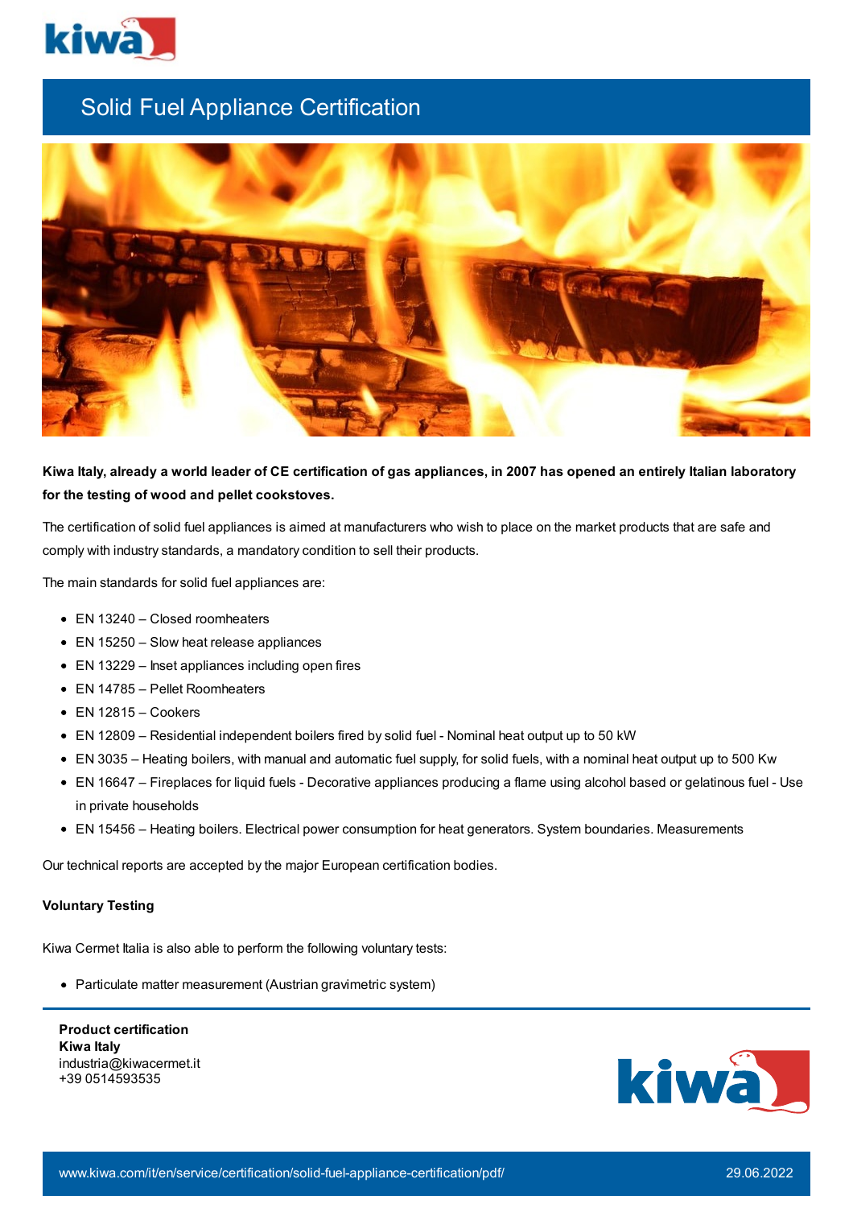# Solid Fuel Appliance Certification

**Kiwa Italy, already a world leader of CE certification of gas appliances, in 2007 has opened an entirely Italian laboratory for the testing of wood and pellet cookstoves.**

The certification of solid fuel appliances is aimed at manufacturers who wish to place on the market products that are safe and comply with industry standards, a mandatory condition to sell their products.

The main standards for solid fuel appliances are:

- EN 13240 – Closed roomheaters
- EN 15250 – Slow heat release appliances
- EN 13229 – Inset appliances including open fires
- EN 14785 – Pellet Roomheaters
- EN 12815 – Cookers
- EN 12809 – Residential independent boilers fired by solid fuel - Nominal heat output up to 50 kW
- EN 3035 – Heating boilers, with manual and automatic fuel supply, for solid fuels, with a nominal heat output up to 500 Kw
- EN 16647 – Fireplaces for liquid fuels - Decorative appliances producing a flame using alcohol based or gelatinous fuel - Use in private households
- EN 15456 – Heating boilers. Electrical power consumption for heat generators. System boundaries. Measurements

Our technical reports are accepted by the major European certification bodies.

**Voluntary Testing**

Kiwa Cermet Italia is also able to perform the following voluntary tests:

- Particulate matter measurement (Austrian gravimetric system)

**Product certification**
**Kiwa Italy**
industria@kiwacermet.it
+39 0514593535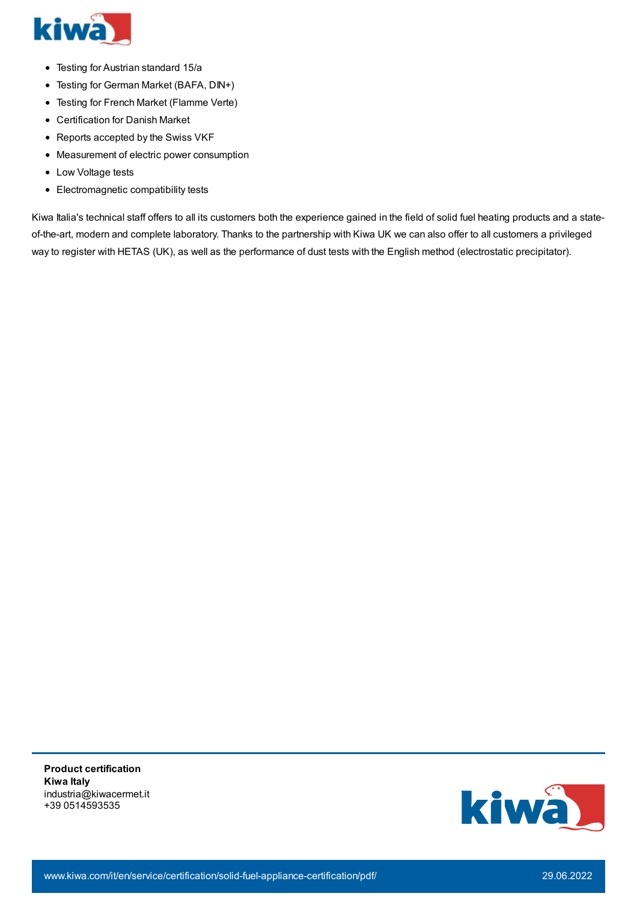- Testing for Austrian standard 15/a
- Testing for German Market (BAFA, DIN+)
- Testing for French Market (Flamme Verte)
- Certification for Danish Market
- Reports accepted by the Swiss VKF
- Measurement of electric power consumption
- Low Voltage tests
- Electromagnetic compatibility tests

Kiwa Italia's technical staff offers to all its customers both the experience gained in the field of solid fuel heating products and a state-of-the-art, modern and complete laboratory. Thanks to the partnership with Kiwa UK we can also offer to all customers a privileged way to register with HETAS (UK), as well as the performance of dust tests with the English method (electrostatic precipitator).

**Product certification**
**Kiwa Italy**
industria@kiwacermet.it
+39 0514593535